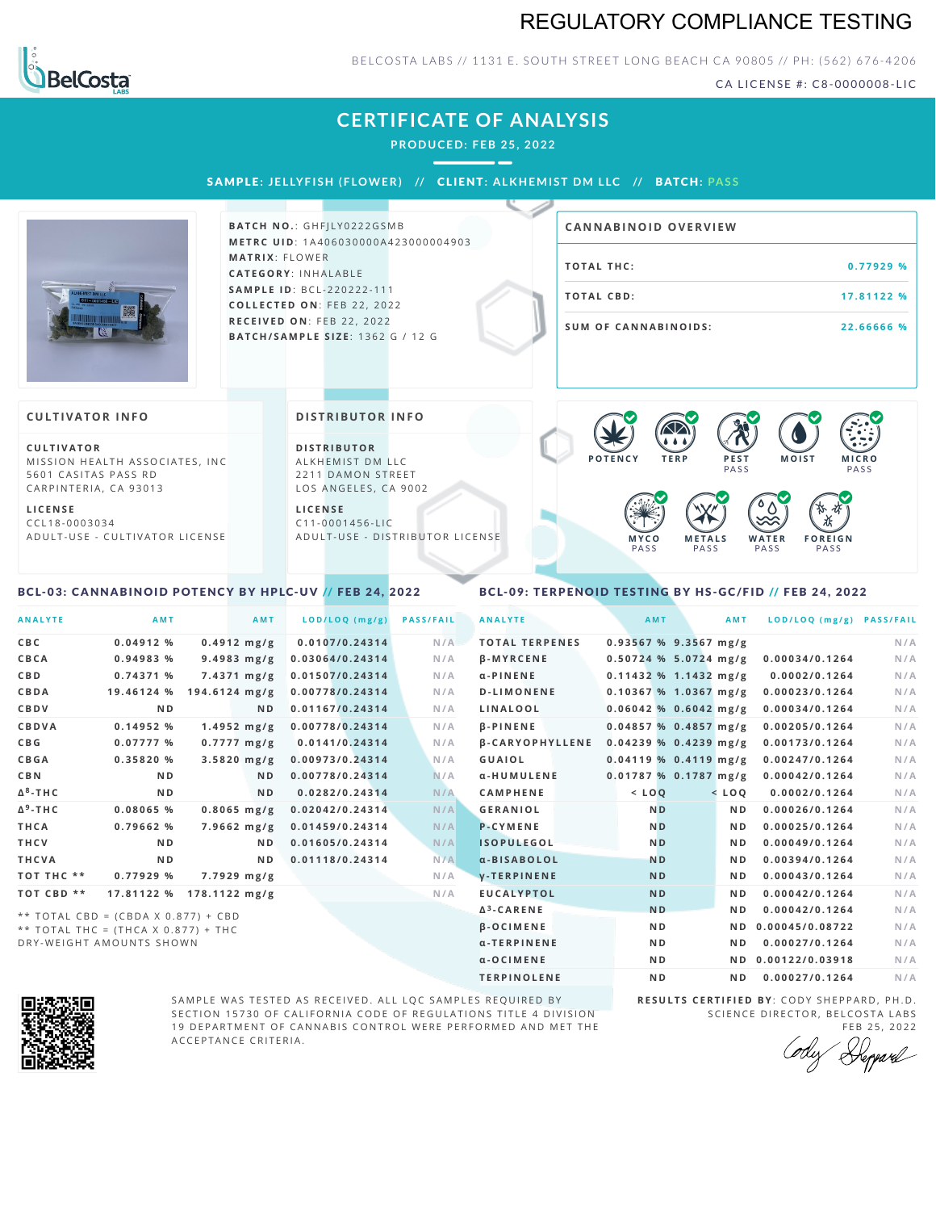# REGULATORY COMPLIANCE TESTING

BELCOSTA LABS // 1131 E. SOUTH STREET LONG BEACH CA 90805 // PH: (562) 676-4206

CA LICENSE #: C8-0000008-LIC

## CERTIFICATE OF ANALYSIS

PRODUCED: FEB 25, 2022

SAMPLE: JELLYFISH (FLOWER) // CLIENT: ALKHEMIST DM LLC // BATCH: PASS

**BATCH NO.**: GHFJLY0222GSMB
**METRC UID**: 1A406030000A423000004903
**MATRIX**: FLOWER
**CATEGORY**: INHALABLE
**SAMPLE ID**: BCL-220222-111
**COLLECTED ON**: FEB 22, 2022
**RECEIVED ON**: FEB 22, 2022
**BATCH/SAMPLE SIZE**: 1362 G / 12 G

### CANNABINOID OVERVIEW

| | |
|---|---|
| TOTAL THC: | 0.77929 % |
| TOTAL CBD: | 17.81122 % |
| SUM OF CANNABINOIDS: | 22.66666 % |

### CULTIVATOR INFO

**CULTIVATOR**
MISSION HEALTH ASSOCIATES, INC
5601 CASITAS PASS RD
CARPINTERIA, CA 93013

**LICENSE**
CCL18-0003034
ADULT-USE - CULTIVATOR LICENSE

### DISTRIBUTOR INFO

**DISTRIBUTOR**
ALKHEMIST DM LLC
2211 DAMON STREET
LOS ANGELES, CA 9002

**LICENSE**
C11-0001456-LIC
ADULT-USE - DISTRIBUTOR LICENSE

POTENCY | TERP | PEST PASS | MOIST | MICRO PASS | MYCO PASS | METALS PASS | WATER PASS | FOREIGN PASS

### BCL-03: CANNABINOID POTENCY BY HPLC-UV // FEB 24, 2022

| ANALYTE | AMT | AMT | LOD/LOQ (mg/g) | PASS/FAIL |
|---|---|---|---|---|
| CBC | 0.04912 % | 0.4912 mg/g | 0.0107/0.24314 | N/A |
| CBCA | 0.94983 % | 9.4983 mg/g | 0.03064/0.24314 | N/A |
| CBD | 0.74371 % | 7.4371 mg/g | 0.01507/0.24314 | N/A |
| CBDA | 19.46124 % | 194.6124 mg/g | 0.00778/0.24314 | N/A |
| CBDV | ND | ND | 0.01167/0.24314 | N/A |
| CBDVA | 0.14952 % | 1.4952 mg/g | 0.00778/0.24314 | N/A |
| CBG | 0.07777 % | 0.7777 mg/g | 0.0141/0.24314 | N/A |
| CBGA | 0.35820 % | 3.5820 mg/g | 0.00973/0.24314 | N/A |
| CBN | ND | ND | 0.00778/0.24314 | N/A |
| $\Delta^8$-THC | ND | ND | 0.0282/0.24314 | N/A |
| $\Delta^9$-THC | 0.08065 % | 0.8065 mg/g | 0.02042/0.24314 | N/A |
| THCA | 0.79662 % | 7.9662 mg/g | 0.01459/0.24314 | N/A |
| THCV | ND | ND | 0.01605/0.24314 | N/A |
| THCVA | ND | ND | 0.01118/0.24314 | N/A |
| TOT THC ** | 0.77929 % | 7.7929 mg/g | | N/A |
| TOT CBD ** | 17.81122 % | 178.1122 mg/g | | N/A |

** TOTAL CBD = (CBDA X 0.877) + CBD
** TOTAL THC = (THCA X 0.877) + THC
DRY-WEIGHT AMOUNTS SHOWN

### BCL-09: TERPENOID TESTING BY HS-GC/FID // FEB 24, 2022

| ANALYTE | AMT | AMT | LOD/LOQ (mg/g) | PASS/FAIL |
|---|---|---|---|---|
| TOTAL TERPENES | 0.93567 % | 9.3567 mg/g | | N/A |
| β-MYRCENE | 0.50724 % | 5.0724 mg/g | 0.00034/0.1264 | N/A |
| α-PINENE | 0.11432 % | 1.1432 mg/g | 0.0002/0.1264 | N/A |
| D-LIMONENE | 0.10367 % | 1.0367 mg/g | 0.00023/0.1264 | N/A |
| LINALOOL | 0.06042 % | 0.6042 mg/g | 0.00034/0.1264 | N/A |
| β-PINENE | 0.04857 % | 0.4857 mg/g | 0.00205/0.1264 | N/A |
| β-CARYOPHYLLENE | 0.04239 % | 0.4239 mg/g | 0.00173/0.1264 | N/A |
| GUAIOL | 0.04119 % | 0.4119 mg/g | 0.00247/0.1264 | N/A |
| α-HUMULENE | 0.01787 % | 0.1787 mg/g | 0.00042/0.1264 | N/A |
| CAMPHENE | < LOQ | < LOQ | 0.0002/0.1264 | N/A |
| GERANIOL | ND | ND | 0.00026/0.1264 | N/A |
| P-CYMENE | ND | ND | 0.00025/0.1264 | N/A |
| ISOPULEGOL | ND | ND | 0.00049/0.1264 | N/A |
| α-BISABOLOL | ND | ND | 0.00394/0.1264 | N/A |
| γ-TERPINENE | ND | ND | 0.00043/0.1264 | N/A |
| EUCALYPTOL | ND | ND | 0.00042/0.1264 | N/A |
| $\Delta^3$-CARENE | ND | ND | 0.00042/0.1264 | N/A |
| β-OCIMENE | ND | ND | 0.00045/0.08722 | N/A |
| α-TERPINENE | ND | ND | 0.00027/0.1264 | N/A |
| α-OCIMENE | ND | ND | 0.00122/0.03918 | N/A |
| TERPINOLENE | ND | ND | 0.00027/0.1264 | N/A |

SAMPLE WAS TESTED AS RECEIVED. ALL LQC SAMPLES REQUIRED BY SECTION 15730 OF CALIFORNIA CODE OF REGULATIONS TITLE 4 DIVISION 19 DEPARTMENT OF CANNABIS CONTROL WERE PERFORMED AND MET THE ACCEPTANCE CRITERIA.

**RESULTS CERTIFIED BY**: CODY SHEPPARD, PH.D.
SCIENCE DIRECTOR, BELCOSTA LABS
FEB 25, 2022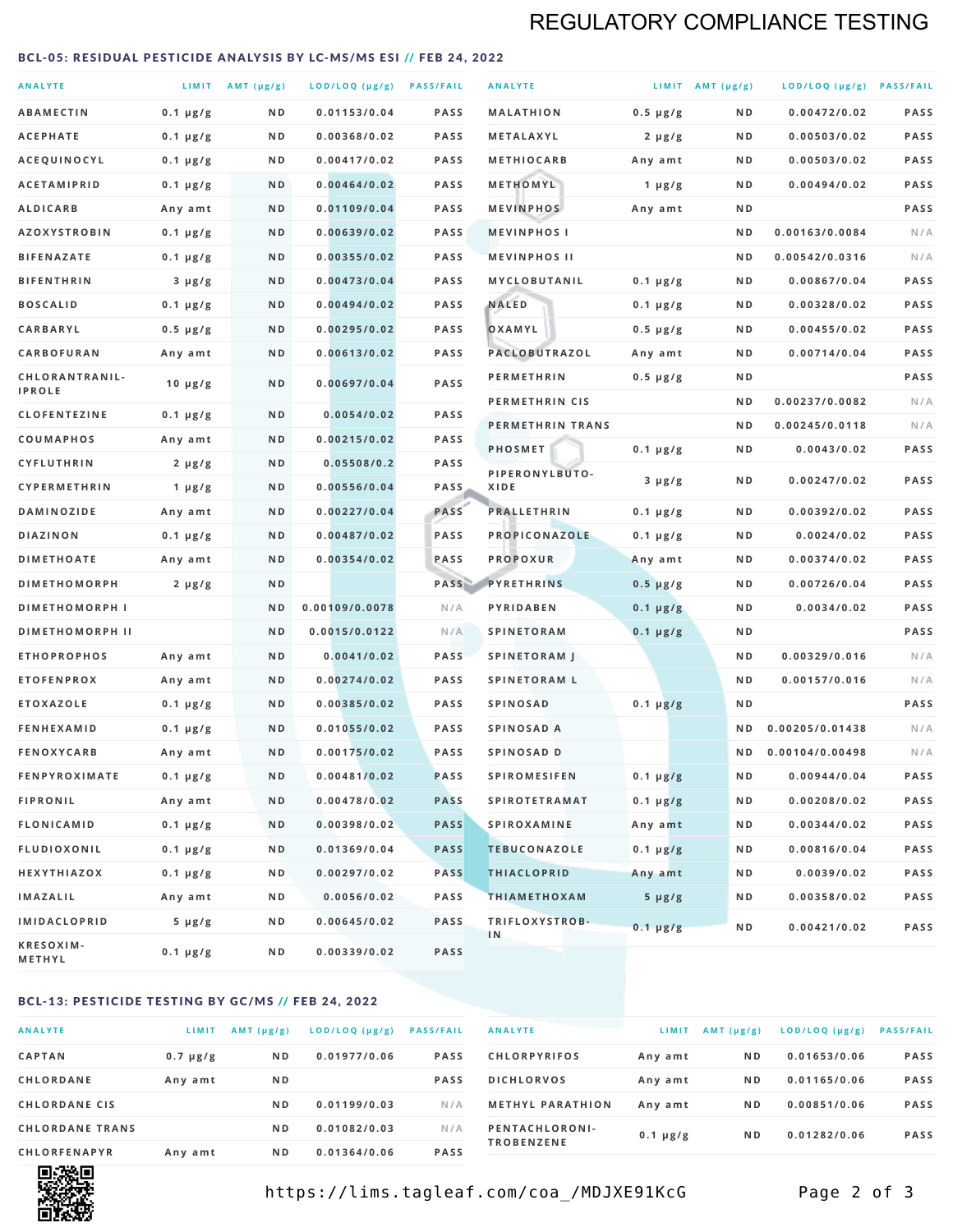# REGULATORY COMPLIANCE TESTING

## BCL-05: RESIDUAL PESTICIDE ANALYSIS BY LC-MS/MS ESI // FEB 24, 2022

| ANALYTE | LIMIT | AMT (μg/g) | LOD/LOQ (μg/g) | PASS/FAIL |
|---|---|---|---|---|
| ABAMECTIN | 0.1 μg/g | ND | 0.01153/0.04 | PASS |
| ACEPHATE | 0.1 μg/g | ND | 0.00368/0.02 | PASS |
| ACEQUINOCYL | 0.1 μg/g | ND | 0.00417/0.02 | PASS |
| ACETAMIPRID | 0.1 μg/g | ND | 0.00464/0.02 | PASS |
| ALDICARB | Any amt | ND | 0.01109/0.04 | PASS |
| AZOXYSTROBIN | 0.1 μg/g | ND | 0.00639/0.02 | PASS |
| BIFENAZATE | 0.1 μg/g | ND | 0.00355/0.02 | PASS |
| BIFENTHRIN | 3 μg/g | ND | 0.00473/0.04 | PASS |
| BOSCALID | 0.1 μg/g | ND | 0.00494/0.02 | PASS |
| CARBARYL | 0.5 μg/g | ND | 0.00295/0.02 | PASS |
| CARBOFURAN | Any amt | ND | 0.00613/0.02 | PASS |
| CHLORANTRANILIPROLE | 10 μg/g | ND | 0.00697/0.04 | PASS |
| CLOFENTEZINE | 0.1 μg/g | ND | 0.0054/0.02 | PASS |
| COUMAPHOS | Any amt | ND | 0.00215/0.02 | PASS |
| CYFLUTHRIN | 2 μg/g | ND | 0.05508/0.2 | PASS |
| CYPERMETHRIN | 1 μg/g | ND | 0.00556/0.04 | PASS |
| DAMINOZIDE | Any amt | ND | 0.00227/0.04 | PASS |
| DIAZINON | 0.1 μg/g | ND | 0.00487/0.02 | PASS |
| DIMETHOATE | Any amt | ND | 0.00354/0.02 | PASS |
| DIMETHOMORPH | 2 μg/g | ND | | PASS |
| DIMETHOMORPH I | | ND | 0.00109/0.0078 | N/A |
| DIMETHOMORPH II | | ND | 0.0015/0.0122 | N/A |
| ETHOPROPHOS | Any amt | ND | 0.0041/0.02 | PASS |
| ETOFENPROX | Any amt | ND | 0.00274/0.02 | PASS |
| ETOXAZOLE | 0.1 μg/g | ND | 0.00385/0.02 | PASS |
| FENHEXAMID | 0.1 μg/g | ND | 0.01055/0.02 | PASS |
| FENOXYCARB | Any amt | ND | 0.00175/0.02 | PASS |
| FENPYROXIMATE | 0.1 μg/g | ND | 0.00481/0.02 | PASS |
| FIPRONIL | Any amt | ND | 0.00478/0.02 | PASS |
| FLONICAMID | 0.1 μg/g | ND | 0.00398/0.02 | PASS |
| FLUDIOXONIL | 0.1 μg/g | ND | 0.01369/0.04 | PASS |
| HEXYTHIAZOX | 0.1 μg/g | ND | 0.00297/0.02 | PASS |
| IMAZALIL | Any amt | ND | 0.0056/0.02 | PASS |
| IMIDACLOPRID | 5 μg/g | ND | 0.00645/0.02 | PASS |
| KRESOXIM-METHYL | 0.1 μg/g | ND | 0.00339/0.02 | PASS |
| MALATHION | 0.5 μg/g | ND | 0.00472/0.02 | PASS |
| METALAXYL | 2 μg/g | ND | 0.00503/0.02 | PASS |
| METHIOCARB | Any amt | ND | 0.00503/0.02 | PASS |
| METHOMYL | 1 μg/g | ND | 0.00494/0.02 | PASS |
| MEVINPHOS | Any amt | ND | | PASS |
| MEVINPHOS I | | ND | 0.00163/0.0084 | N/A |
| MEVINPHOS II | | ND | 0.00542/0.0316 | N/A |
| MYCLOBUTANIL | 0.1 μg/g | ND | 0.00867/0.04 | PASS |
| NALED | 0.1 μg/g | ND | 0.00328/0.02 | PASS |
| OXAMYL | 0.5 μg/g | ND | 0.00455/0.02 | PASS |
| PACLOBUTRAZOL | Any amt | ND | 0.00714/0.04 | PASS |
| PERMETHRIN | 0.5 μg/g | ND | | PASS |
| PERMETHRIN CIS | | ND | 0.00237/0.0082 | N/A |
| PERMETHRIN TRANS | | ND | 0.00245/0.0118 | N/A |
| PHOSMET | 0.1 μg/g | ND | 0.0043/0.02 | PASS |
| PIPERONYLBUTOXIDE | 3 μg/g | ND | 0.00247/0.02 | PASS |
| PRALLETHRIN | 0.1 μg/g | ND | 0.00392/0.02 | PASS |
| PROPICONAZOLE | 0.1 μg/g | ND | 0.0024/0.02 | PASS |
| PROPOXUR | Any amt | ND | 0.00374/0.02 | PASS |
| PYRETHRINS | 0.5 μg/g | ND | 0.00726/0.04 | PASS |
| PYRIDABEN | 0.1 μg/g | ND | 0.0034/0.02 | PASS |
| SPINETORAM | 0.1 μg/g | ND | | PASS |
| SPINETORAM J | | ND | 0.00329/0.016 | N/A |
| SPINETORAM L | | ND | 0.00157/0.016 | N/A |
| SPINOSAD | 0.1 μg/g | ND | | PASS |
| SPINOSAD A | | ND | 0.00205/0.01438 | N/A |
| SPINOSAD D | | ND | 0.00104/0.00498 | N/A |
| SPIROMESIFEN | 0.1 μg/g | ND | 0.00944/0.04 | PASS |
| SPIROTETRAMAT | 0.1 μg/g | ND | 0.00208/0.02 | PASS |
| SPIROXAMINE | Any amt | ND | 0.00344/0.02 | PASS |
| TEBUCONAZOLE | 0.1 μg/g | ND | 0.00816/0.04 | PASS |
| THIACLOPRID | Any amt | ND | 0.0039/0.02 | PASS |
| THIAMETHOXAM | 5 μg/g | ND | 0.00358/0.02 | PASS |
| TRIFLOXYSTROBIN | 0.1 μg/g | ND | 0.00421/0.02 | PASS |

## BCL-13: PESTICIDE TESTING BY GC/MS // FEB 24, 2022

| ANALYTE | LIMIT | AMT (μg/g) | LOD/LOQ (μg/g) | PASS/FAIL |
|---|---|---|---|---|
| CAPTAN | 0.7 μg/g | ND | 0.01977/0.06 | PASS |
| CHLORDANE | Any amt | ND | | PASS |
| CHLORDANE CIS | | ND | 0.01199/0.03 | N/A |
| CHLORDANE TRANS | | ND | 0.01082/0.03 | N/A |
| CHLORFENAPYR | Any amt | ND | 0.01364/0.06 | PASS |
| CHLORPYRIFOS | Any amt | ND | 0.01653/0.06 | PASS |
| DICHLORVOS | Any amt | ND | 0.01165/0.06 | PASS |
| METHYL PARATHION | Any amt | ND | 0.00851/0.06 | PASS |
| PENTACHLORONITROBENZENE | 0.1 μg/g | ND | 0.01282/0.06 | PASS |

https://lims.tagleaf.com/coa_/MDJXE91KcG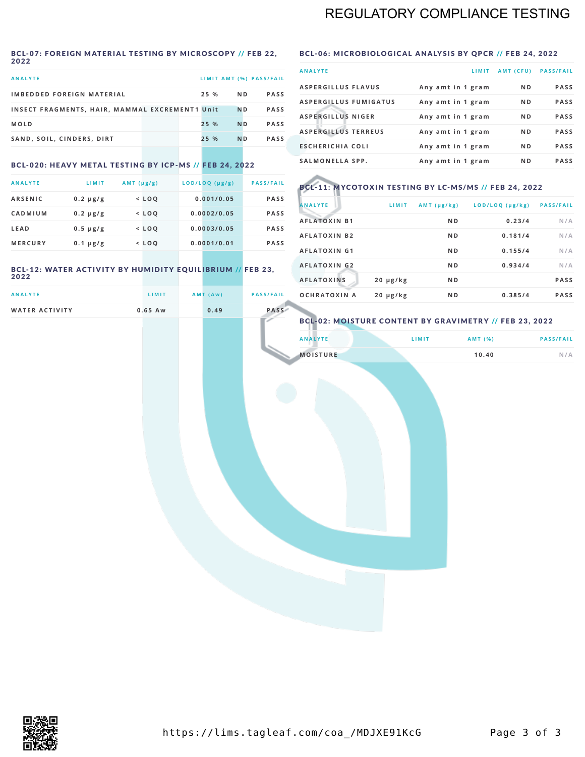# REGULATORY COMPLIANCE TESTING

## BCL-07: FOREIGN MATERIAL TESTING BY MICROSCOPY // FEB 22, 2022

| ANALYTE | LIMIT | AMT (%) | PASS/FAIL |
|---|---|---|---|
| IMBEDDED FOREIGN MATERIAL | 25 % | ND | PASS |
| INSECT FRAGMENTS, HAIR, MAMMAL EXCREMENT | 1 Unit | ND | PASS |
| MOLD | 25 % | ND | PASS |
| SAND, SOIL, CINDERS, DIRT | 25 % | ND | PASS |

## BCL-020: HEAVY METAL TESTING BY ICP-MS // FEB 24, 2022

| ANALYTE | LIMIT | AMT (µg/g) | LOD/LOQ (µg/g) | PASS/FAIL |
|---|---|---|---|---|
| ARSENIC | 0.2 µg/g | < LOQ | 0.001/0.05 | PASS |
| CADMIUM | 0.2 µg/g | < LOQ | 0.0002/0.05 | PASS |
| LEAD | 0.5 µg/g | < LOQ | 0.0003/0.05 | PASS |
| MERCURY | 0.1 µg/g | < LOQ | 0.0001/0.01 | PASS |

## BCL-12: WATER ACTIVITY BY HUMIDITY EQUILIBRIUM // FEB 23, 2022

| ANALYTE | LIMIT | AMT (Aw) | PASS/FAIL |
|---|---|---|---|
| WATER ACTIVITY | 0.65 Aw | 0.49 | PASS |

## BCL-06: MICROBIOLOGICAL ANALYSIS BY QPCR // FEB 24, 2022

| ANALYTE | LIMIT | AMT (CFU) | PASS/FAIL |
|---|---|---|---|
| ASPERGILLUS FLAVUS | Any amt in 1 gram | ND | PASS |
| ASPERGILLUS FUMIGATUS | Any amt in 1 gram | ND | PASS |
| ASPERGILLUS NIGER | Any amt in 1 gram | ND | PASS |
| ASPERGILLUS TERREUS | Any amt in 1 gram | ND | PASS |
| ESCHERICHIA COLI | Any amt in 1 gram | ND | PASS |
| SALMONELLA SPP. | Any amt in 1 gram | ND | PASS |

## BCL-11: MYCOTOXIN TESTING BY LC-MS/MS // FEB 24, 2022

| ANALYTE | LIMIT | AMT (µg/kg) | LOD/LOQ (µg/kg) | PASS/FAIL |
|---|---|---|---|---|
| AFLATOXIN B1 | | ND | 0.23/4 | N/A |
| AFLATOXIN B2 | | ND | 0.181/4 | N/A |
| AFLATOXIN G1 | | ND | 0.155/4 | N/A |
| AFLATOXIN G2 | | ND | 0.934/4 | N/A |
| AFLATOXINS | 20 µg/kg | ND | | PASS |
| OCHRATOXIN A | 20 µg/kg | ND | 0.385/4 | PASS |

## BCL-02: MOISTURE CONTENT BY GRAVIMETRY // FEB 23, 2022

| ANALYTE | LIMIT | AMT (%) | PASS/FAIL |
|---|---|---|---|
| MOISTURE | | 10.40 | N/A |

https://lims.tagleaf.com/coa_/MDJXE91KcG